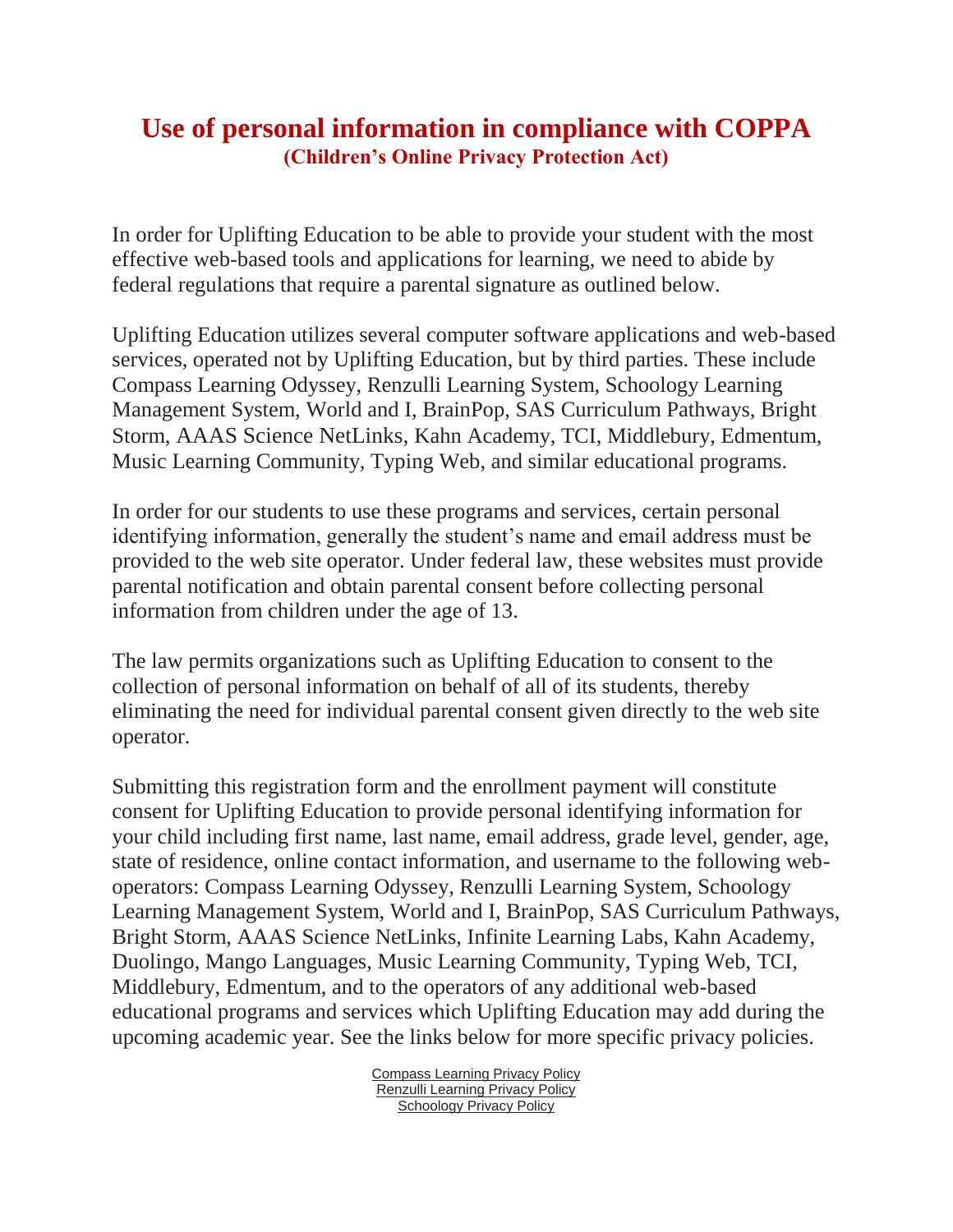# Use of personal information in compliance with COPPA

## (Children's Online Privacy Protection Act)

In order for Uplifting Education to be able to provide your student with the most effective web-based tools and applications for learning, we need to abide by federal regulations that require a parental signature as outlined below.

Uplifting Education utilizes several computer software applications and web-based services, operated not by Uplifting Education, but by third parties. These include Compass Learning Odyssey, Renzulli Learning System, Schoology Learning Management System, World and I, BrainPop, SAS Curriculum Pathways, Bright Storm, AAAS Science NetLinks, Kahn Academy, TCI, Middlebury, Edmentum, Music Learning Community, Typing Web, and similar educational programs.

In order for our students to use these programs and services, certain personal identifying information, generally the student's name and email address must be provided to the web site operator. Under federal law, these websites must provide parental notification and obtain parental consent before collecting personal information from children under the age of 13.

The law permits organizations such as Uplifting Education to consent to the collection of personal information on behalf of all of its students, thereby eliminating the need for individual parental consent given directly to the web site operator.

Submitting this registration form and the enrollment payment will constitute consent for Uplifting Education to provide personal identifying information for your child including first name, last name, email address, grade level, gender, age, state of residence, online contact information, and username to the following web-operators: Compass Learning Odyssey, Renzulli Learning System, Schoology Learning Management System, World and I, BrainPop, SAS Curriculum Pathways, Bright Storm, AAAS Science NetLinks, Infinite Learning Labs, Kahn Academy, Duolingo, Mango Languages, Music Learning Community, Typing Web, TCI, Middlebury, Edmentum, and to the operators of any additional web-based educational programs and services which Uplifting Education may add during the upcoming academic year. See the links below for more specific privacy policies.

Compass Learning Privacy Policy
Renzulli Learning Privacy Policy
Schoology Privacy Policy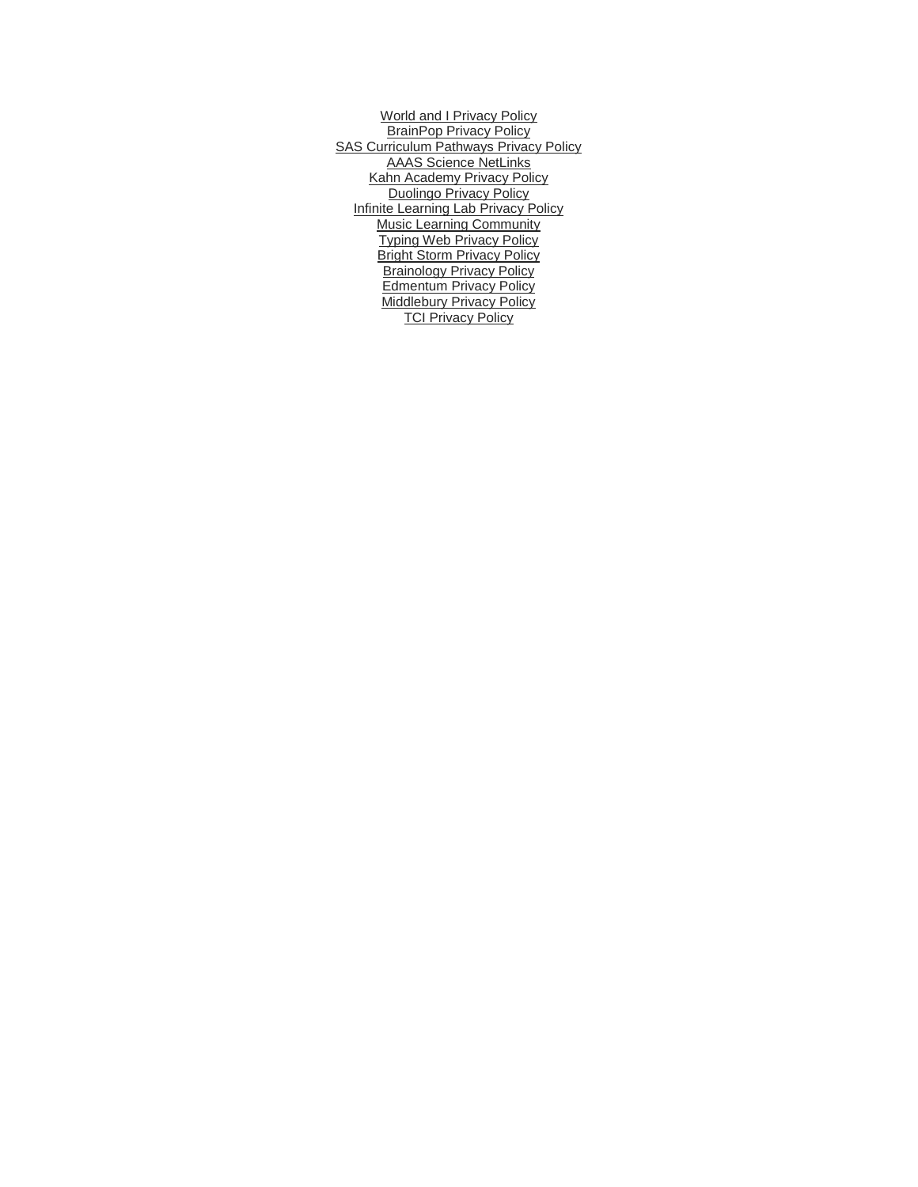World and I Privacy Policy
BrainPop Privacy Policy
SAS Curriculum Pathways Privacy Policy
AAAS Science NetLinks
Kahn Academy Privacy Policy
Duolingo Privacy Policy
Infinite Learning Lab Privacy Policy
Music Learning Community
Typing Web Privacy Policy
Bright Storm Privacy Policy
Brainology Privacy Policy
Edmentum Privacy Policy
Middlebury Privacy Policy
TCI Privacy Policy